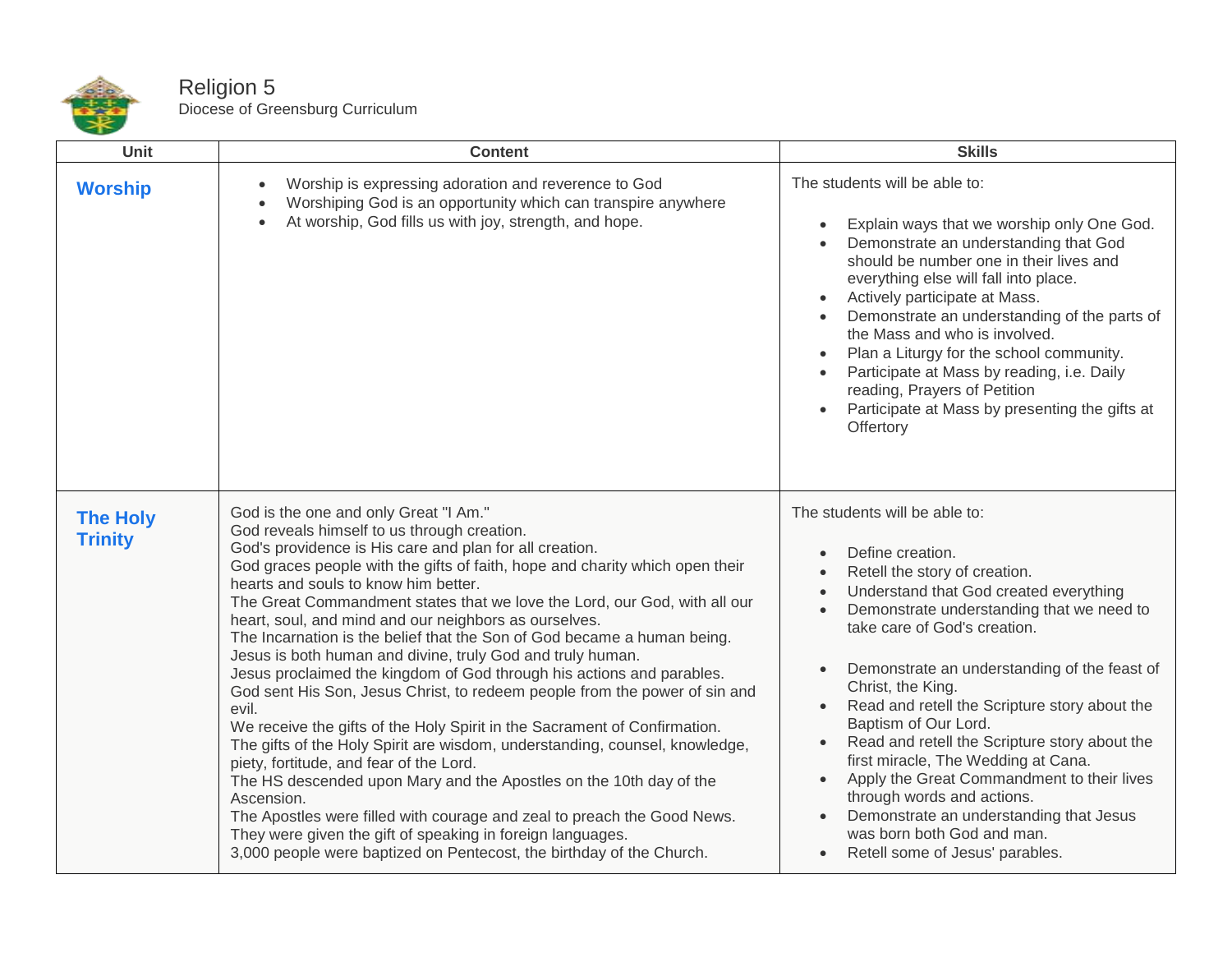# Religion 5

Diocese of Greensburg Curriculum

| Unit | Content | Skills |
| --- | --- | --- |
| **Worship** | • Worship is expressing adoration and reverence to God<br>• Worshiping God is an opportunity which can transpire anywhere<br>• At worship, God fills us with joy, strength, and hope. | The students will be able to:<br><br>• Explain ways that we worship only One God.<br>• Demonstrate an understanding that God should be number one in their lives and everything else will fall into place.<br>• Actively participate at Mass.<br>• Demonstrate an understanding of the parts of the Mass and who is involved.<br>• Plan a Liturgy for the school community.<br>• Participate at Mass by reading, i.e. Daily reading, Prayers of Petition<br>• Participate at Mass by presenting the gifts at Offertory |
| **The Holy Trinity** | God is the one and only Great "I Am."<br>God reveals himself to us through creation.<br>God's providence is His care and plan for all creation.<br>God graces people with the gifts of faith, hope and charity which open their hearts and souls to know him better.<br>The Great Commandment states that we love the Lord, our God, with all our heart, soul, and mind and our neighbors as ourselves.<br>The Incarnation is the belief that the Son of God became a human being.<br>Jesus is both human and divine, truly God and truly human.<br>Jesus proclaimed the kingdom of God through his actions and parables.<br>God sent His Son, Jesus Christ, to redeem people from the power of sin and evil.<br>We receive the gifts of the Holy Spirit in the Sacrament of Confirmation.<br>The gifts of the Holy Spirit are wisdom, understanding, counsel, knowledge, piety, fortitude, and fear of the Lord.<br>The HS descended upon Mary and the Apostles on the 10th day of the Ascension.<br>The Apostles were filled with courage and zeal to preach the Good News.<br>They were given the gift of speaking in foreign languages.<br>3,000 people were baptized on Pentecost, the birthday of the Church. | The students will be able to:<br><br>• Define creation.<br>• Retell the story of creation.<br>• Understand that God created everything<br>• Demonstrate understanding that we need to take care of God's creation.<br><br>• Demonstrate an understanding of the feast of Christ, the King.<br>• Read and retell the Scripture story about the Baptism of Our Lord.<br>• Read and retell the Scripture story about the first miracle, The Wedding at Cana.<br>• Apply the Great Commandment to their lives through words and actions.<br>• Demonstrate an understanding that Jesus was born both God and man.<br>• Retell some of Jesus' parables. |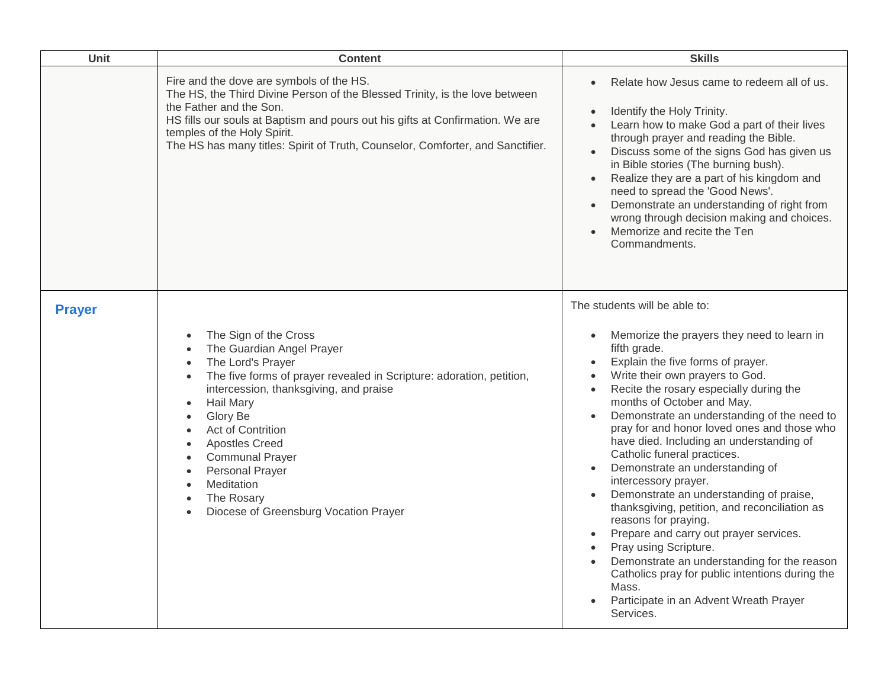| Unit | Content | Skills |
|---|---|---|
| | Fire and the dove are symbols of the HS.<br>The HS, the Third Divine Person of the Blessed Trinity, is the love between the Father and the Son.<br>HS fills our souls at Baptism and pours out his gifts at Confirmation. We are temples of the Holy Spirit.<br>The HS has many titles: Spirit of Truth, Counselor, Comforter, and Sanctifier. | • Relate how Jesus came to redeem all of us.<br>• Identify the Holy Trinity.<br>• Learn how to make God a part of their lives through prayer and reading the Bible.<br>• Discuss some of the signs God has given us in Bible stories (The burning bush).<br>• Realize they are a part of his kingdom and need to spread the 'Good News'.<br>• Demonstrate an understanding of right from wrong through decision making and choices.<br>• Memorize and recite the Ten Commandments. |
| **Prayer** | • The Sign of the Cross<br>• The Guardian Angel Prayer<br>• The Lord's Prayer<br>• The five forms of prayer revealed in Scripture: adoration, petition, intercession, thanksgiving, and praise<br>• Hail Mary<br>• Glory Be<br>• Act of Contrition<br>• Apostles Creed<br>• Communal Prayer<br>• Personal Prayer<br>• Meditation<br>• The Rosary<br>• Diocese of Greensburg Vocation Prayer | The students will be able to:<br>• Memorize the prayers they need to learn in fifth grade.<br>• Explain the five forms of prayer.<br>• Write their own prayers to God.<br>• Recite the rosary especially during the months of October and May.<br>• Demonstrate an understanding of the need to pray for and honor loved ones and those who have died. Including an understanding of Catholic funeral practices.<br>• Demonstrate an understanding of intercessory prayer.<br>• Demonstrate an understanding of praise, thanksgiving, petition, and reconciliation as reasons for praying.<br>• Prepare and carry out prayer services.<br>• Pray using Scripture.<br>• Demonstrate an understanding for the reason Catholics pray for public intentions during the Mass.<br>• Participate in an Advent Wreath Prayer Services. |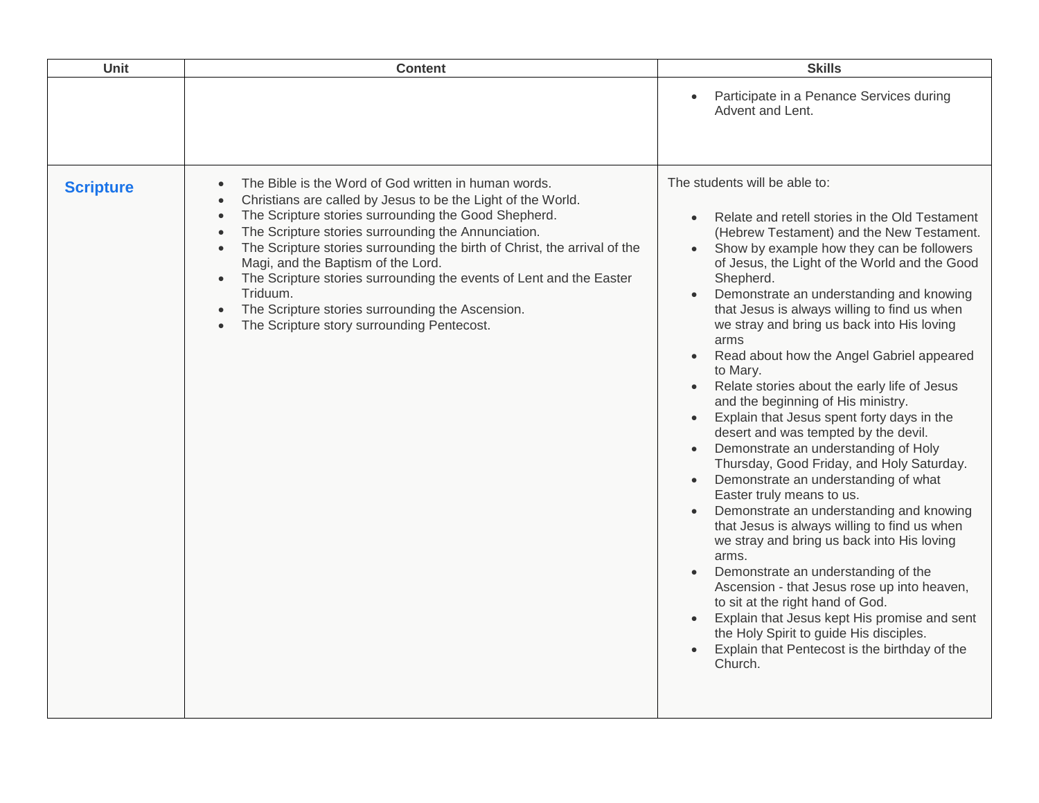| Unit | Content | Skills |
|---|---|---|
| | | • Participate in a Penance Services during Advent and Lent. |
| **Scripture** | • The Bible is the Word of God written in human words.<br>• Christians are called by Jesus to be the Light of the World.<br>• The Scripture stories surrounding the Good Shepherd.<br>• The Scripture stories surrounding the Annunciation.<br>• The Scripture stories surrounding the birth of Christ, the arrival of the Magi, and the Baptism of the Lord.<br>• The Scripture stories surrounding the events of Lent and the Easter Triduum.<br>• The Scripture stories surrounding the Ascension.<br>• The Scripture story surrounding Pentecost. | The students will be able to:<br><br>• Relate and retell stories in the Old Testament (Hebrew Testament) and the New Testament.<br>• Show by example how they can be followers of Jesus, the Light of the World and the Good Shepherd.<br>• Demonstrate an understanding and knowing that Jesus is always willing to find us when we stray and bring us back into His loving arms<br>• Read about how the Angel Gabriel appeared to Mary.<br>• Relate stories about the early life of Jesus and the beginning of His ministry.<br>• Explain that Jesus spent forty days in the desert and was tempted by the devil.<br>• Demonstrate an understanding of Holy Thursday, Good Friday, and Holy Saturday.<br>• Demonstrate an understanding of what Easter truly means to us.<br>• Demonstrate an understanding and knowing that Jesus is always willing to find us when we stray and bring us back into His loving arms.<br>• Demonstrate an understanding of the Ascension - that Jesus rose up into heaven, to sit at the right hand of God.<br>• Explain that Jesus kept His promise and sent the Holy Spirit to guide His disciples.<br>• Explain that Pentecost is the birthday of the Church. |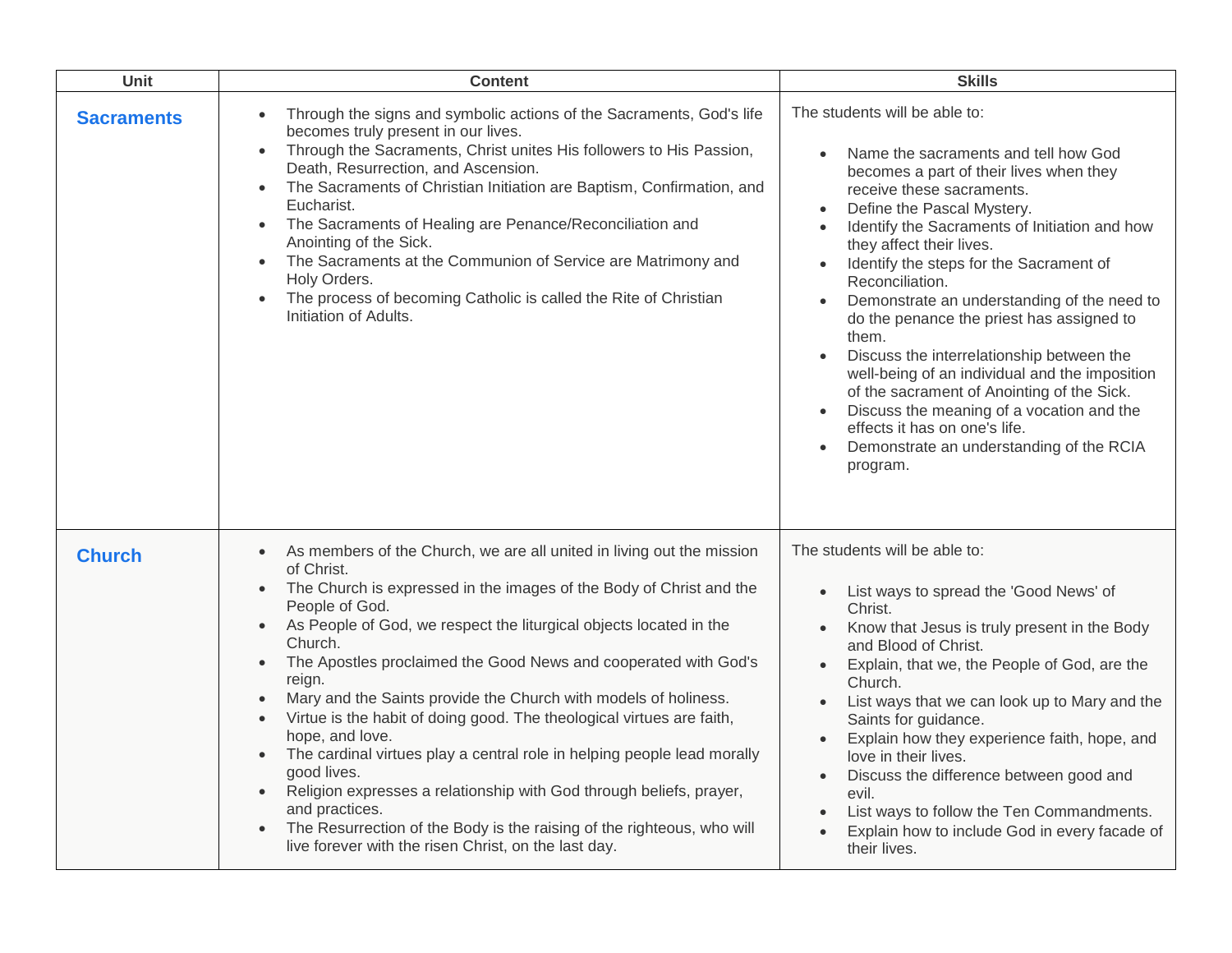| Unit | Content | Skills |
|---|---|---|
| **Sacraments** | • Through the signs and symbolic actions of the Sacraments, God's life becomes truly present in our lives.<br>• Through the Sacraments, Christ unites His followers to His Passion, Death, Resurrection, and Ascension.<br>• The Sacraments of Christian Initiation are Baptism, Confirmation, and Eucharist.<br>• The Sacraments of Healing are Penance/Reconciliation and Anointing of the Sick.<br>• The Sacraments at the Communion of Service are Matrimony and Holy Orders.<br>• The process of becoming Catholic is called the Rite of Christian Initiation of Adults. | The students will be able to:<br><br>• Name the sacraments and tell how God becomes a part of their lives when they receive these sacraments.<br>• Define the Pascal Mystery.<br>• Identify the Sacraments of Initiation and how they affect their lives.<br>• Identify the steps for the Sacrament of Reconciliation.<br>• Demonstrate an understanding of the need to do the penance the priest has assigned to them.<br>• Discuss the interrelationship between the well-being of an individual and the imposition of the sacrament of Anointing of the Sick.<br>• Discuss the meaning of a vocation and the effects it has on one's life.<br>• Demonstrate an understanding of the RCIA program. |
| **Church** | • As members of the Church, we are all united in living out the mission of Christ.<br>• The Church is expressed in the images of the Body of Christ and the People of God.<br>• As People of God, we respect the liturgical objects located in the Church.<br>• The Apostles proclaimed the Good News and cooperated with God's reign.<br>• Mary and the Saints provide the Church with models of holiness.<br>• Virtue is the habit of doing good. The theological virtues are faith, hope, and love.<br>• The cardinal virtues play a central role in helping people lead morally good lives.<br>• Religion expresses a relationship with God through beliefs, prayer, and practices.<br>• The Resurrection of the Body is the raising of the righteous, who will live forever with the risen Christ, on the last day. | The students will be able to:<br><br>• List ways to spread the 'Good News' of Christ.<br>• Know that Jesus is truly present in the Body and Blood of Christ.<br>• Explain, that we, the People of God, are the Church.<br>• List ways that we can look up to Mary and the Saints for guidance.<br>• Explain how they experience faith, hope, and love in their lives.<br>• Discuss the difference between good and evil.<br>• List ways to follow the Ten Commandments.<br>• Explain how to include God in every facade of their lives. |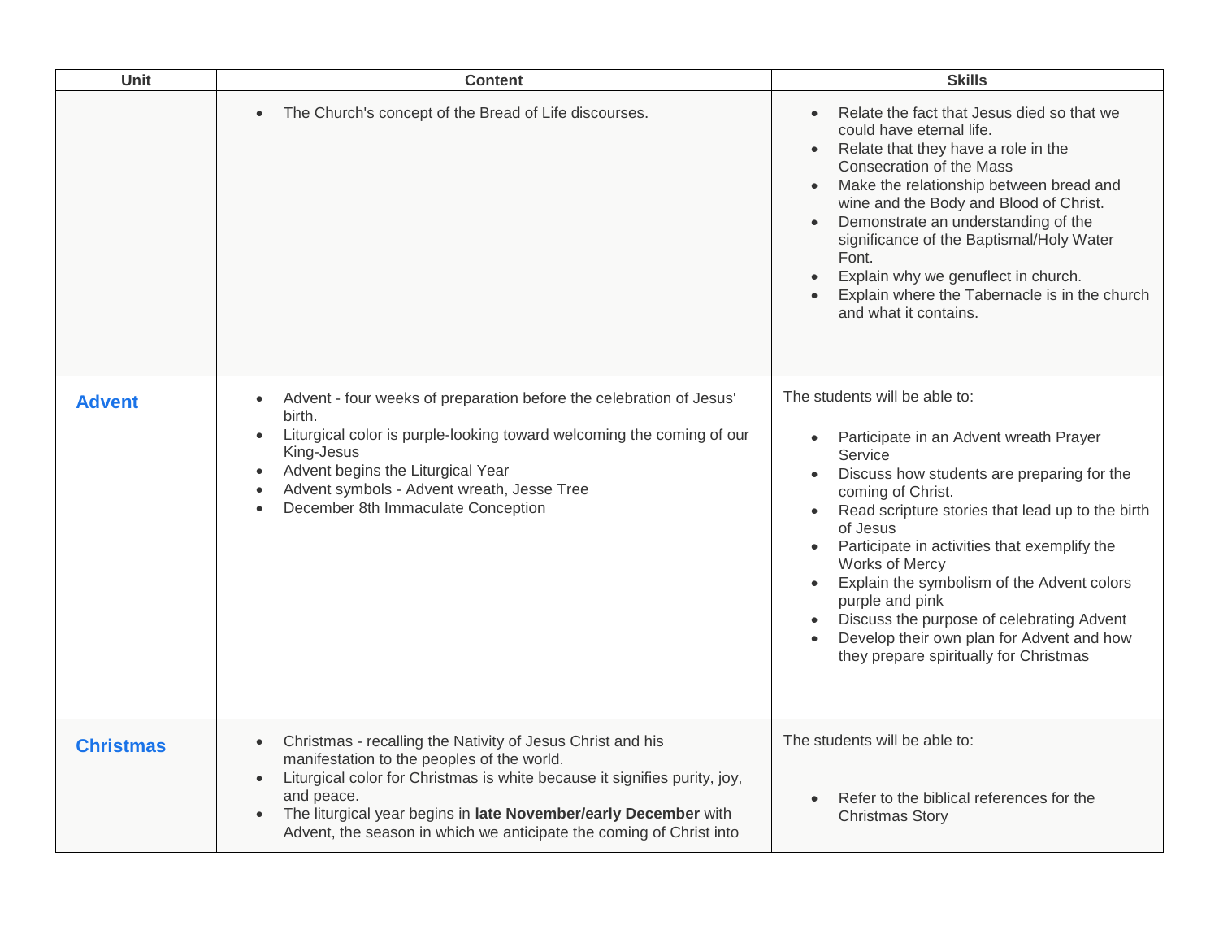| Unit | Content | Skills |
|---|---|---|
| | • The Church's concept of the Bread of Life discourses. | • Relate the fact that Jesus died so that we could have eternal life.<br>• Relate that they have a role in the Consecration of the Mass<br>• Make the relationship between bread and wine and the Body and Blood of Christ.<br>• Demonstrate an understanding of the significance of the Baptismal/Holy Water Font.<br>• Explain why we genuflect in church.<br>• Explain where the Tabernacle is in the church and what it contains. |
| **Advent** | • Advent - four weeks of preparation before the celebration of Jesus' birth.<br>• Liturgical color is purple-looking toward welcoming the coming of our King-Jesus<br>• Advent begins the Liturgical Year<br>• Advent symbols - Advent wreath, Jesse Tree<br>• December 8th Immaculate Conception | The students will be able to:<br><br>• Participate in an Advent wreath Prayer Service<br>• Discuss how students are preparing for the coming of Christ.<br>• Read scripture stories that lead up to the birth of Jesus<br>• Participate in activities that exemplify the Works of Mercy<br>• Explain the symbolism of the Advent colors purple and pink<br>• Discuss the purpose of celebrating Advent<br>• Develop their own plan for Advent and how they prepare spiritually for Christmas |
| **Christmas** | • Christmas - recalling the Nativity of Jesus Christ and his manifestation to the peoples of the world.<br>• Liturgical color for Christmas is white because it signifies purity, joy, and peace.<br>• The liturgical year begins in **late November/early December** with Advent, the season in which we anticipate the coming of Christ into | The students will be able to:<br><br>• Refer to the biblical references for the Christmas Story |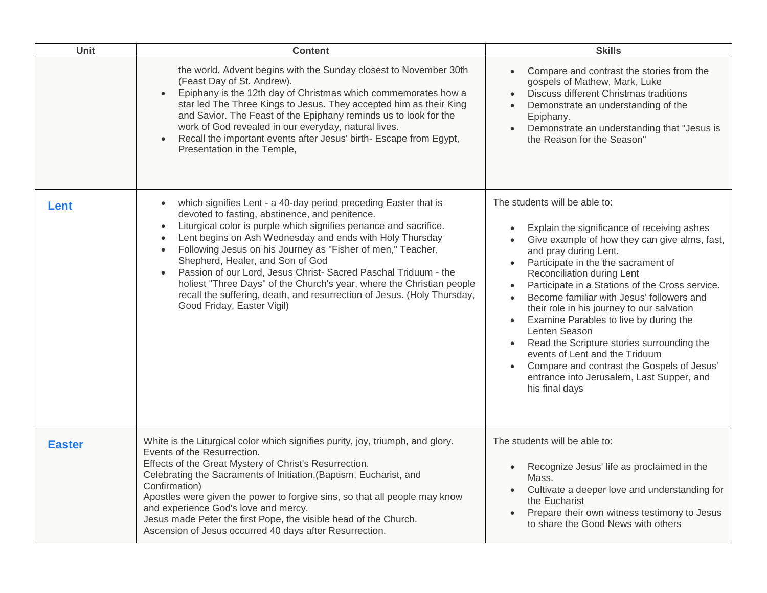| Unit | Content | Skills |
|---|---|---|
| | the world. Advent begins with the Sunday closest to November 30th (Feast Day of St. Andrew).<br>• Epiphany is the 12th day of Christmas which commemorates how a star led The Three Kings to Jesus. They accepted him as their King and Savior. The Feast of the Epiphany reminds us to look for the work of God revealed in our everyday, natural lives.<br>• Recall the important events after Jesus' birth- Escape from Egypt, Presentation in the Temple, | • Compare and contrast the stories from the gospels of Mathew, Mark, Luke<br>• Discuss different Christmas traditions<br>• Demonstrate an understanding of the Epiphany.<br>• Demonstrate an understanding that "Jesus is the Reason for the Season" |
| **Lent** | • which signifies Lent - a 40-day period preceding Easter that is devoted to fasting, abstinence, and penitence.<br>• Liturgical color is purple which signifies penance and sacrifice.<br>• Lent begins on Ash Wednesday and ends with Holy Thursday<br>• Following Jesus on his Journey as "Fisher of men," Teacher, Shepherd, Healer, and Son of God<br>• Passion of our Lord, Jesus Christ- Sacred Paschal Triduum - the holiest "Three Days" of the Church's year, where the Christian people recall the suffering, death, and resurrection of Jesus. (Holy Thursday, Good Friday, Easter Vigil) | The students will be able to:<br>• Explain the significance of receiving ashes<br>• Give example of how they can give alms, fast, and pray during Lent.<br>• Participate in the the sacrament of Reconciliation during Lent<br>• Participate in a Stations of the Cross service.<br>• Become familiar with Jesus' followers and their role in his journey to our salvation<br>• Examine Parables to live by during the Lenten Season<br>• Read the Scripture stories surrounding the events of Lent and the Triduum<br>• Compare and contrast the Gospels of Jesus' entrance into Jerusalem, Last Supper, and his final days |
| **Easter** | White is the Liturgical color which signifies purity, joy, triumph, and glory.<br>Events of the Resurrection.<br>Effects of the Great Mystery of Christ's Resurrection.<br>Celebrating the Sacraments of Initiation,(Baptism, Eucharist, and Confirmation)<br>Apostles were given the power to forgive sins, so that all people may know and experience God's love and mercy.<br>Jesus made Peter the first Pope, the visible head of the Church.<br>Ascension of Jesus occurred 40 days after Resurrection. | The students will be able to:<br>• Recognize Jesus' life as proclaimed in the Mass.<br>• Cultivate a deeper love and understanding for the Eucharist<br>• Prepare their own witness testimony to Jesus to share the Good News with others |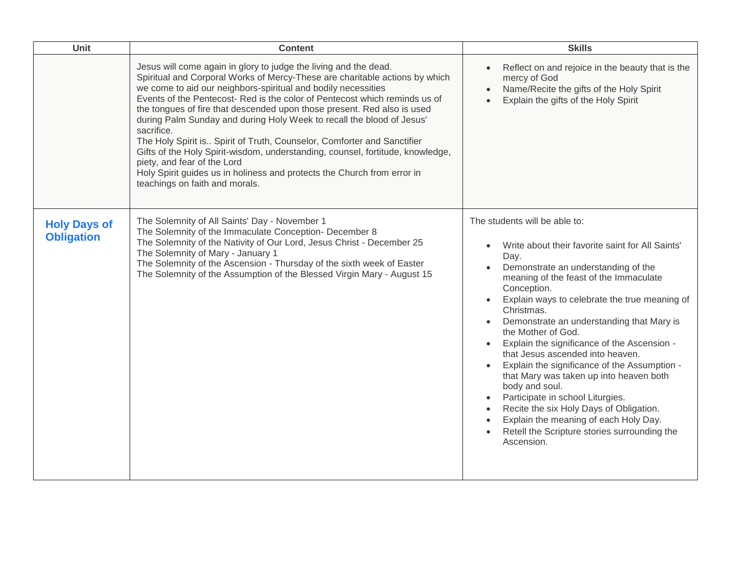| Unit | Content | Skills |
|---|---|---|
| | Jesus will come again in glory to judge the living and the dead.<br>Spiritual and Corporal Works of Mercy-These are charitable actions by which we come to aid our neighbors-spiritual and bodily necessities<br>Events of the Pentecost- Red is the color of Pentecost which reminds us of the tongues of fire that descended upon those present. Red also is used during Palm Sunday and during Holy Week to recall the blood of Jesus' sacrifice.<br>The Holy Spirit is.. Spirit of Truth, Counselor, Comforter and Sanctifier<br>Gifts of the Holy Spirit-wisdom, understanding, counsel, fortitude, knowledge, piety, and fear of the Lord<br>Holy Spirit guides us in holiness and protects the Church from error in teachings on faith and morals. | • Reflect on and rejoice in the beauty that is the mercy of God<br>• Name/Recite the gifts of the Holy Spirit<br>• Explain the gifts of the Holy Spirit |
| **Holy Days of Obligation** | The Solemnity of All Saints' Day - November 1<br>The Solemnity of the Immaculate Conception- December 8<br>The Solemnity of the Nativity of Our Lord, Jesus Christ - December 25<br>The Solemnity of Mary - January 1<br>The Solemnity of the Ascension - Thursday of the sixth week of Easter<br>The Solemnity of the Assumption of the Blessed Virgin Mary - August 15 | The students will be able to:<br>• Write about their favorite saint for All Saints' Day.<br>• Demonstrate an understanding of the meaning of the feast of the Immaculate Conception.<br>• Explain ways to celebrate the true meaning of Christmas.<br>• Demonstrate an understanding that Mary is the Mother of God.<br>• Explain the significance of the Ascension - that Jesus ascended into heaven.<br>• Explain the significance of the Assumption - that Mary was taken up into heaven both body and soul.<br>• Participate in school Liturgies.<br>• Recite the six Holy Days of Obligation.<br>• Explain the meaning of each Holy Day.<br>• Retell the Scripture stories surrounding the Ascension. |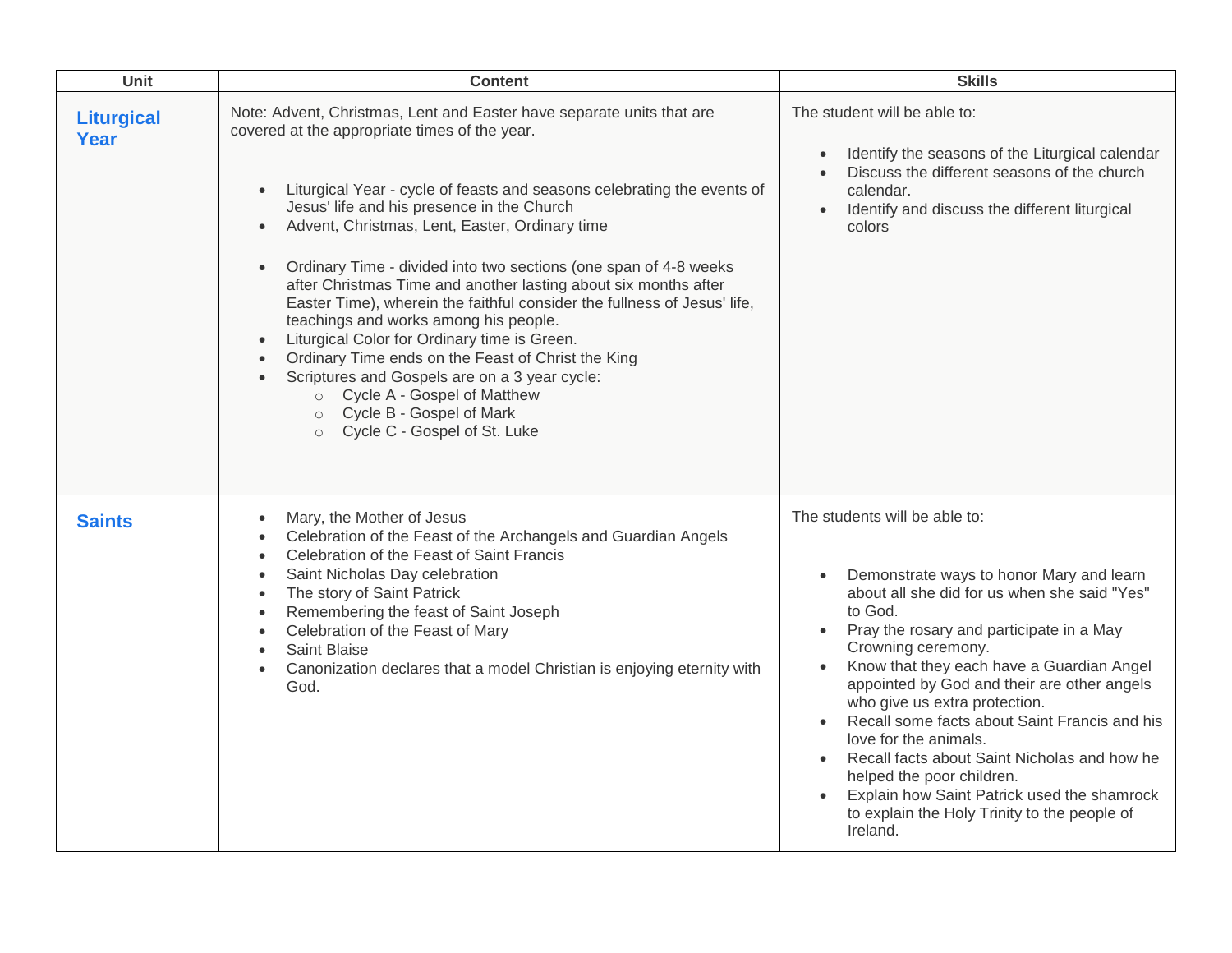| Unit | Content | Skills |
|---|---|---|
| **Liturgical Year** | Note: Advent, Christmas, Lent and Easter have separate units that are covered at the appropriate times of the year.<br><br>• Liturgical Year - cycle of feasts and seasons celebrating the events of Jesus' life and his presence in the Church<br>• Advent, Christmas, Lent, Easter, Ordinary time<br><br>• Ordinary Time - divided into two sections (one span of 4-8 weeks after Christmas Time and another lasting about six months after Easter Time), wherein the faithful consider the fullness of Jesus' life, teachings and works among his people.<br>• Liturgical Color for Ordinary time is Green.<br>• Ordinary Time ends on the Feast of Christ the King<br>• Scriptures and Gospels are on a 3 year cycle:<br>  ○ Cycle A - Gospel of Matthew<br>  ○ Cycle B - Gospel of Mark<br>  ○ Cycle C - Gospel of St. Luke | The student will be able to:<br><br>• Identify the seasons of the Liturgical calendar<br>• Discuss the different seasons of the church calendar.<br>• Identify and discuss the different liturgical colors |
| **Saints** | • Mary, the Mother of Jesus<br>• Celebration of the Feast of the Archangels and Guardian Angels<br>• Celebration of the Feast of Saint Francis<br>• Saint Nicholas Day celebration<br>• The story of Saint Patrick<br>• Remembering the feast of Saint Joseph<br>• Celebration of the Feast of Mary<br>• Saint Blaise<br>• Canonization declares that a model Christian is enjoying eternity with God. | The students will be able to:<br><br>• Demonstrate ways to honor Mary and learn about all she did for us when she said "Yes" to God.<br>• Pray the rosary and participate in a May Crowning ceremony.<br>• Know that they each have a Guardian Angel appointed by God and their are other angels who give us extra protection.<br>• Recall some facts about Saint Francis and his love for the animals.<br>• Recall facts about Saint Nicholas and how he helped the poor children.<br>• Explain how Saint Patrick used the shamrock to explain the Holy Trinity to the people of Ireland. |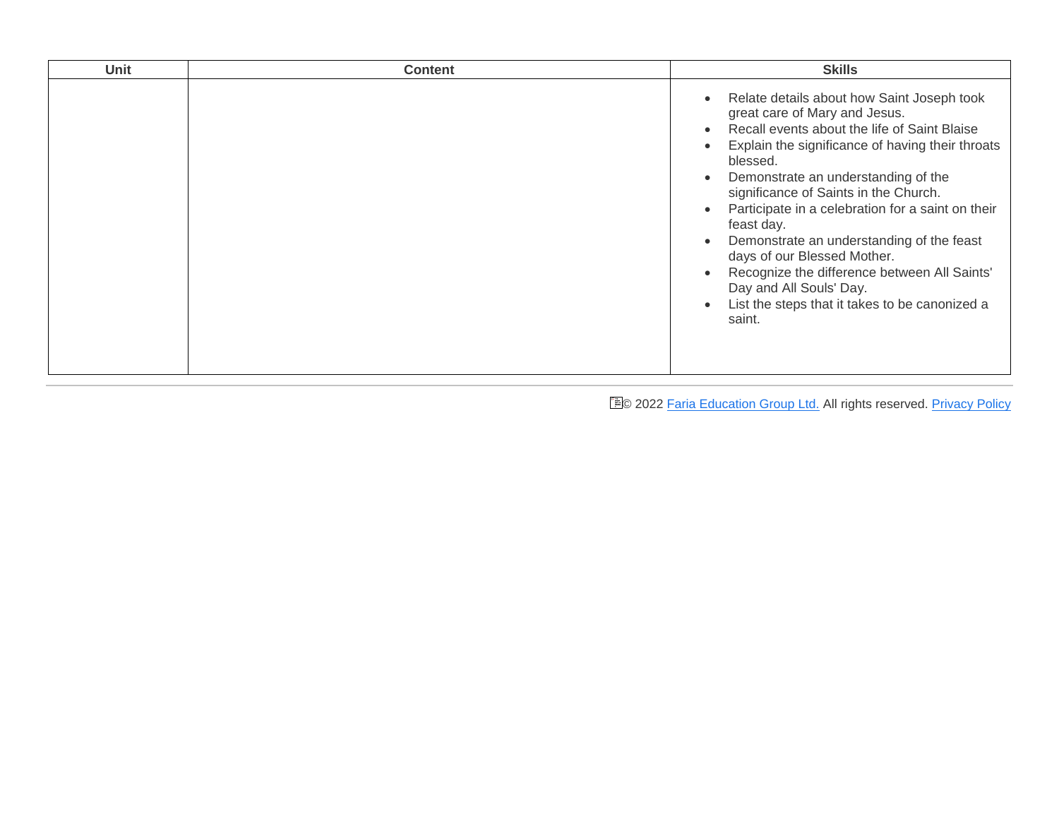| Unit | Content | Skills |
|---|---|---|
| | | <ul><li>Relate details about how Saint Joseph took great care of Mary and Jesus.</li><li>Recall events about the life of Saint Blaise</li><li>Explain the significance of having their throats blessed.</li><li>Demonstrate an understanding of the significance of Saints in the Church.</li><li>Participate in a celebration for a saint on their feast day.</li><li>Demonstrate an understanding of the feast days of our Blessed Mother.</li><li>Recognize the difference between All Saints' Day and All Souls' Day.</li><li>List the steps that it takes to be canonized a saint.</li></ul> |

© 2022 Faria Education Group Ltd. All rights reserved. Privacy Policy